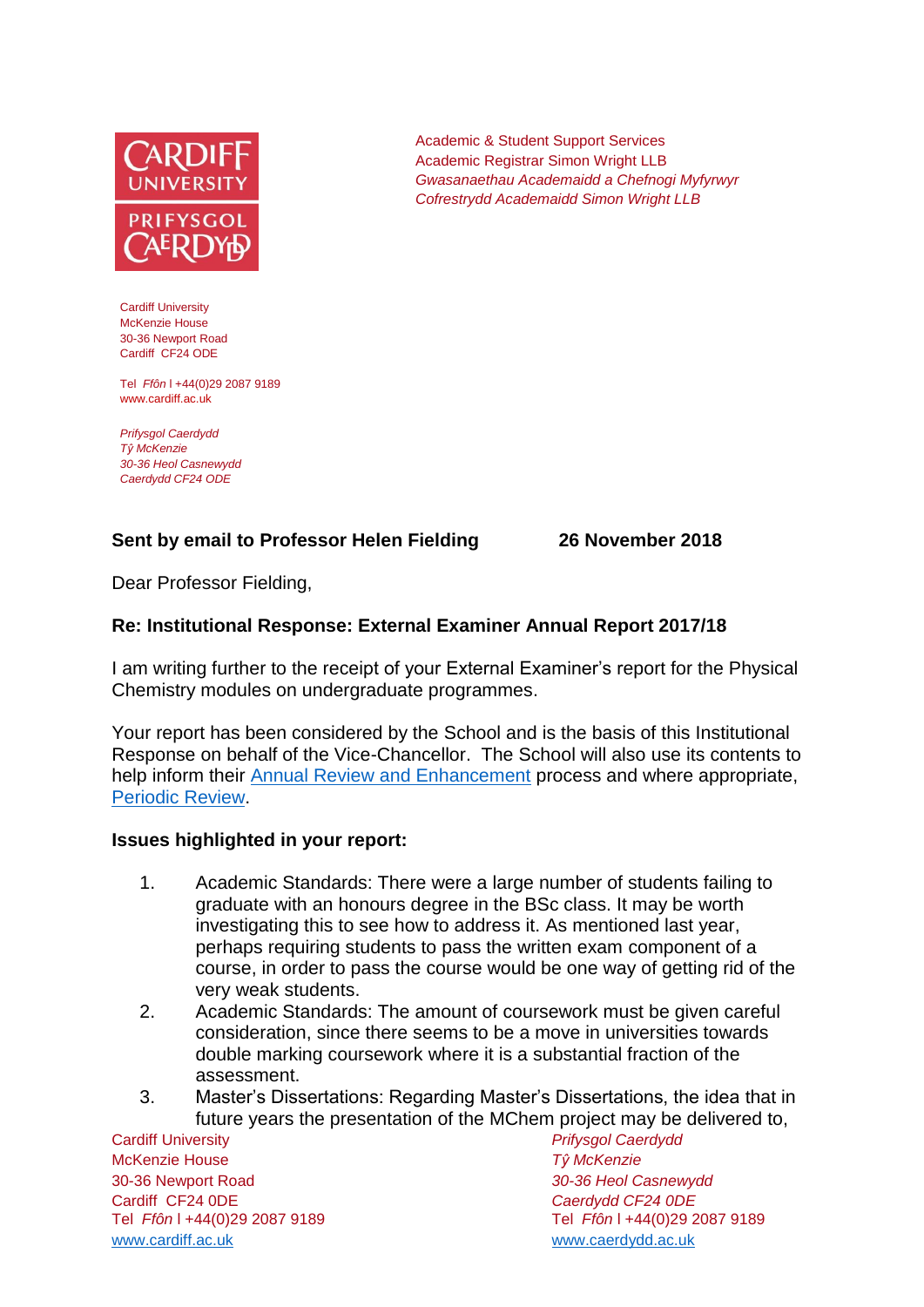Academic & Student Support Services
Academic Registrar Simon Wright LLB
*Gwasanaethau Academaidd a Chefnogi Myfyrwyr*
*Cofrestrydd Academaidd Simon Wright LLB*

Cardiff University
McKenzie House
30-36 Newport Road
Cardiff CF24 ODE

Tel *Ffôn* l +44(0)29 2087 9189
www.cardiff.ac.uk

*Prifysgol Caerdydd*
*Tŷ McKenzie*
*30-36 Heol Casnewydd*
*Caerdydd CF24 ODE*

**Sent by email to Professor Helen Fielding** **26 November 2018**

Dear Professor Fielding,

**Re: Institutional Response: External Examiner Annual Report 2017/18**

I am writing further to the receipt of your External Examiner's report for the Physical Chemistry modules on undergraduate programmes.

Your report has been considered by the School and is the basis of this Institutional Response on behalf of the Vice-Chancellor. The School will also use its contents to help inform their [Annual Review and Enhancement]() process and where appropriate, [Periodic Review]().

**Issues highlighted in your report:**

1. Academic Standards: There were a large number of students failing to graduate with an honours degree in the BSc class. It may be worth investigating this to see how to address it. As mentioned last year, perhaps requiring students to pass the written exam component of a course, in order to pass the course would be one way of getting rid of the very weak students.
2. Academic Standards: The amount of coursework must be given careful consideration, since there seems to be a move in universities towards double marking coursework where it is a substantial fraction of the assessment.
3. Master's Dissertations: Regarding Master's Dissertations, the idea that in future years the presentation of the MChem project may be delivered to,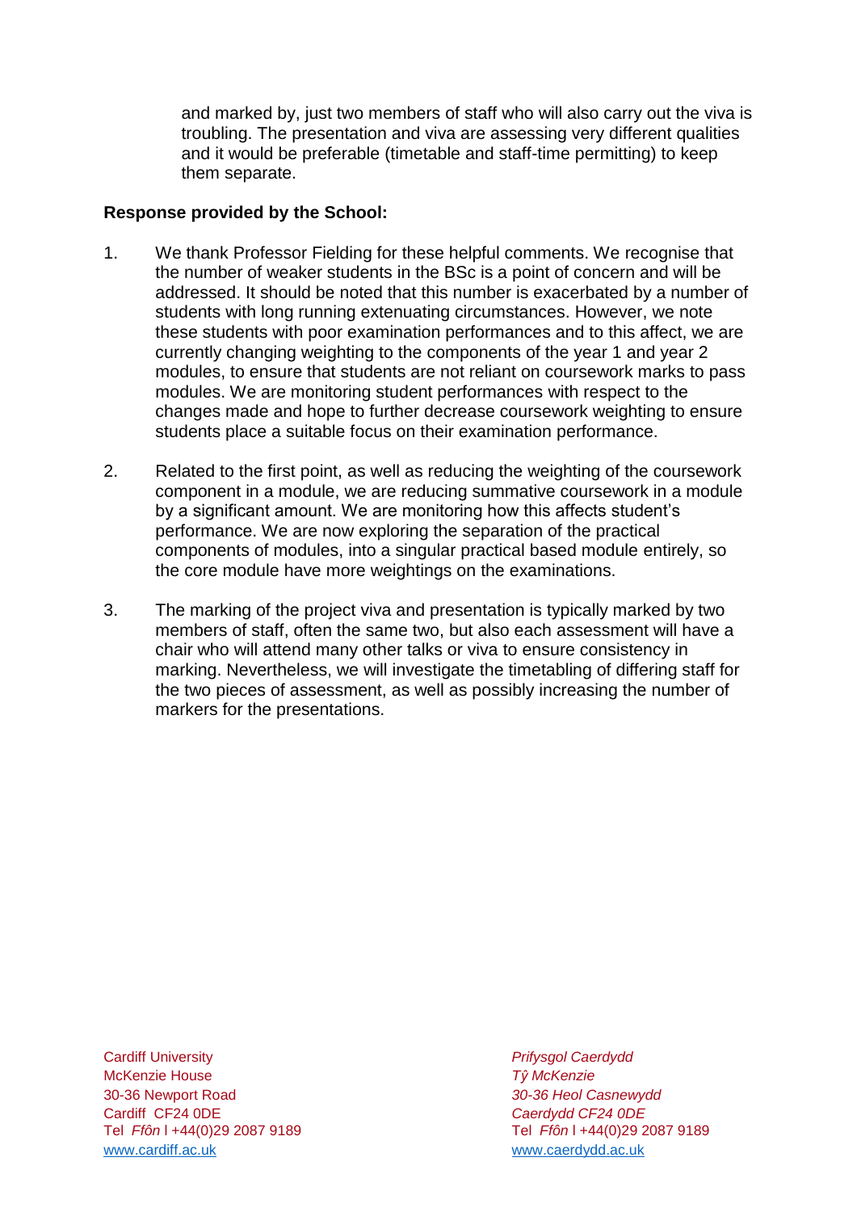and marked by, just two members of staff who will also carry out the viva is troubling. The presentation and viva are assessing very different qualities and it would be preferable (timetable and staff-time permitting) to keep them separate.

**Response provided by the School:**

1. We thank Professor Fielding for these helpful comments. We recognise that the number of weaker students in the BSc is a point of concern and will be addressed. It should be noted that this number is exacerbated by a number of students with long running extenuating circumstances. However, we note these students with poor examination performances and to this affect, we are currently changing weighting to the components of the year 1 and year 2 modules, to ensure that students are not reliant on coursework marks to pass modules. We are monitoring student performances with respect to the changes made and hope to further decrease coursework weighting to ensure students place a suitable focus on their examination performance.

2. Related to the first point, as well as reducing the weighting of the coursework component in a module, we are reducing summative coursework in a module by a significant amount. We are monitoring how this affects student's performance. We are now exploring the separation of the practical components of modules, into a singular practical based module entirely, so the core module have more weightings on the examinations.

3. The marking of the project viva and presentation is typically marked by two members of staff, often the same two, but also each assessment will have a chair who will attend many other talks or viva to ensure consistency in marking. Nevertheless, we will investigate the timetabling of differing staff for the two pieces of assessment, as well as possibly increasing the number of markers for the presentations.

Cardiff University
McKenzie House
30-36 Newport Road
Cardiff CF24 0DE
Tel *Ffôn* l +44(0)29 2087 9189
www.cardiff.ac.uk

*Prifysgol Caerdydd*
*Tŷ McKenzie*
*30-36 Heol Casnewydd*
*Caerdydd CF24 0DE*
Tel *Ffôn* l +44(0)29 2087 9189
www.caerdydd.ac.uk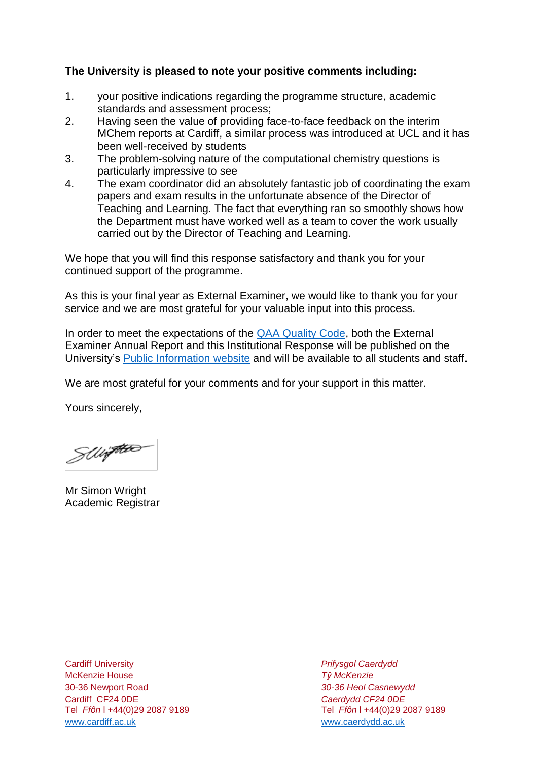**The University is pleased to note your positive comments including:**

1. your positive indications regarding the programme structure, academic standards and assessment process;
2. Having seen the value of providing face-to-face feedback on the interim MChem reports at Cardiff, a similar process was introduced at UCL and it has been well-received by students
3. The problem-solving nature of the computational chemistry questions is particularly impressive to see
4. The exam coordinator did an absolutely fantastic job of coordinating the exam papers and exam results in the unfortunate absence of the Director of Teaching and Learning. The fact that everything ran so smoothly shows how the Department must have worked well as a team to cover the work usually carried out by the Director of Teaching and Learning.

We hope that you will find this response satisfactory and thank you for your continued support of the programme.

As this is your final year as External Examiner, we would like to thank you for your service and we are most grateful for your valuable input into this process.

In order to meet the expectations of the QAA Quality Code, both the External Examiner Annual Report and this Institutional Response will be published on the University's Public Information website and will be available to all students and staff.

We are most grateful for your comments and for your support in this matter.

Yours sincerely,

Mr Simon Wright
Academic Registrar

Cardiff University
McKenzie House
30-36 Newport Road
Cardiff CF24 0DE
Tel *Ffôn* l +44(0)29 2087 9189
www.cardiff.ac.uk

*Prifysgol Caerdydd*
*Tŷ McKenzie*
*30-36 Heol Casnewydd*
*Caerdydd CF24 0DE*
Tel *Ffôn* l +44(0)29 2087 9189
www.caerdydd.ac.uk